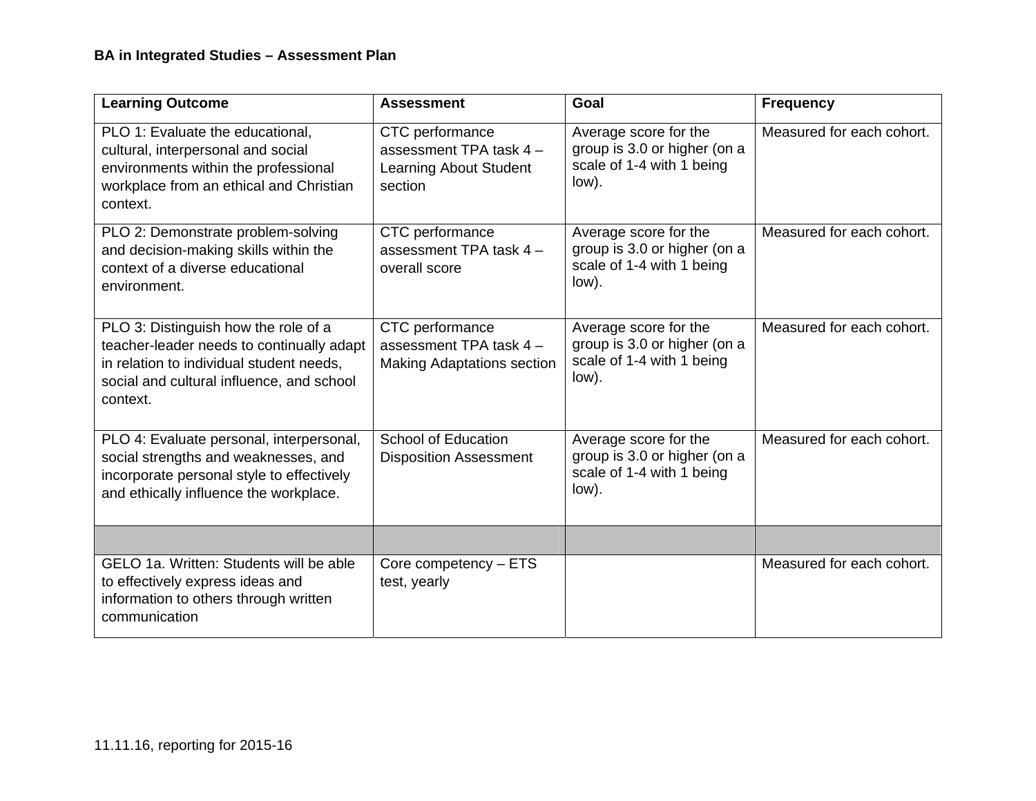**BA in Integrated Studies – Assessment Plan**

| Learning Outcome | Assessment | Goal | Frequency |
|---|---|---|---|
| PLO 1: Evaluate the educational, cultural, interpersonal and social environments within the professional workplace from an ethical and Christian context. | CTC performance assessment TPA task 4 – Learning About Student section | Average score for the group is 3.0 or higher (on a scale of 1-4 with 1 being low). | Measured for each cohort. |
| PLO 2: Demonstrate problem-solving and decision-making skills within the context of a diverse educational environment. | CTC performance assessment TPA task 4 – overall score | Average score for the group is 3.0 or higher (on a scale of 1-4 with 1 being low). | Measured for each cohort. |
| PLO 3: Distinguish how the role of a teacher-leader needs to continually adapt in relation to individual student needs, social and cultural influence, and school context. | CTC performance assessment TPA task 4 – Making Adaptations section | Average score for the group is 3.0 or higher (on a scale of 1-4 with 1 being low). | Measured for each cohort. |
| PLO 4: Evaluate personal, interpersonal, social strengths and weaknesses, and incorporate personal style to effectively and ethically influence the workplace. | School of Education Disposition Assessment | Average score for the group is 3.0 or higher (on a scale of 1-4 with 1 being low). | Measured for each cohort. |
| | | | |
| GELO 1a. Written: Students will be able to effectively express ideas and information to others through written communication | Core competency – ETS test, yearly | | Measured for each cohort. |

11.11.16, reporting for 2015-16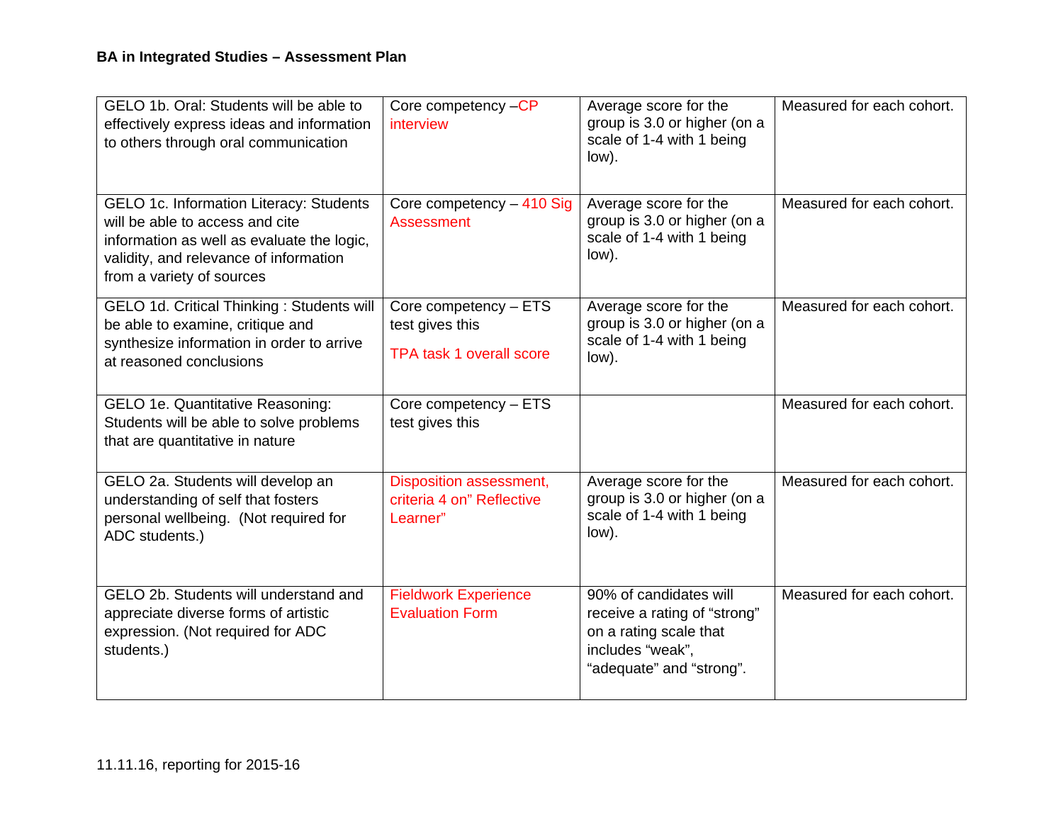**BA in Integrated Studies – Assessment Plan**

| | | | |
|---|---|---|---|
| GELO 1b. Oral: Students will be able to effectively express ideas and information to others through oral communication | Core competency –CP interview | Average score for the group is 3.0 or higher (on a scale of 1-4 with 1 being low). | Measured for each cohort. |
| GELO 1c. Information Literacy: Students will be able to access and cite information as well as evaluate the logic, validity, and relevance of information from a variety of sources | Core competency – 410 Sig Assessment | Average score for the group is 3.0 or higher (on a scale of 1-4 with 1 being low). | Measured for each cohort. |
| GELO 1d. Critical Thinking : Students will be able to examine, critique and synthesize information in order to arrive at reasoned conclusions | Core competency – ETS test gives this<br><br>TPA task 1 overall score | Average score for the group is 3.0 or higher (on a scale of 1-4 with 1 being low). | Measured for each cohort. |
| GELO 1e. Quantitative Reasoning: Students will be able to solve problems that are quantitative in nature | Core competency – ETS test gives this | | Measured for each cohort. |
| GELO 2a. Students will develop an understanding of self that fosters personal wellbeing. (Not required for ADC students.) | Disposition assessment, criteria 4 on" Reflective Learner" | Average score for the group is 3.0 or higher (on a scale of 1-4 with 1 being low). | Measured for each cohort. |
| GELO 2b. Students will understand and appreciate diverse forms of artistic expression. (Not required for ADC students.) | Fieldwork Experience Evaluation Form | 90% of candidates will receive a rating of "strong" on a rating scale that includes "weak", "adequate" and "strong". | Measured for each cohort. |

11.11.16, reporting for 2015-16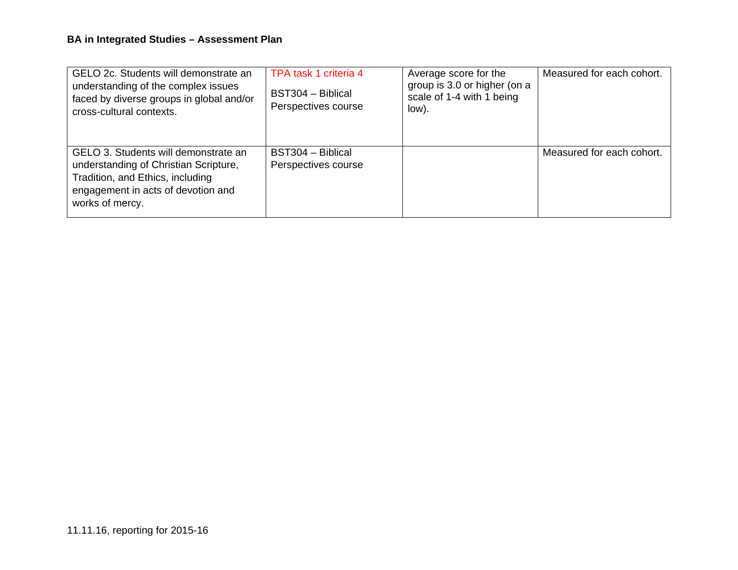**BA in Integrated Studies – Assessment Plan**

| | | | |
|---|---|---|---|
| GELO 2c. Students will demonstrate an understanding of the complex issues faced by diverse groups in global and/or cross-cultural contexts. | TPA task 1 criteria 4<br><br>BST304 – Biblical Perspectives course | Average score for the group is 3.0 or higher (on a scale of 1-4 with 1 being low). | Measured for each cohort. |
| GELO 3. Students will demonstrate an understanding of Christian Scripture, Tradition, and Ethics, including engagement in acts of devotion and works of mercy. | BST304 – Biblical Perspectives course | | Measured for each cohort. |

11.11.16, reporting for 2015-16